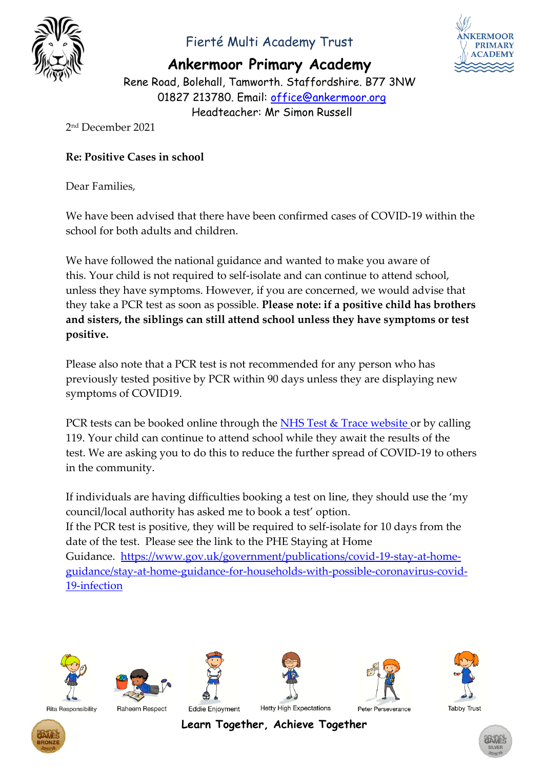Fierté Multi Academy Trust

# Ankermoor Primary Academy

Rene Road, Bolehall, Tamworth. Staffordshire. B77 3NW
01827 213780. Email: [office@ankermoor.org](mailto:office@ankermoor.org)
Headteacher: Mr Simon Russell

2nd December 2021

**Re: Positive Cases in school**

Dear Families,

We have been advised that there have been confirmed cases of COVID-19 within the school for both adults and children.

We have followed the national guidance and wanted to make you aware of this. Your child is not required to self-isolate and can continue to attend school, unless they have symptoms. However, if you are concerned, we would advise that they take a PCR test as soon as possible. **Please note: if a positive child has brothers and sisters, the siblings can still attend school unless they have symptoms or test positive.**

Please also note that a PCR test is not recommended for any person who has previously tested positive by PCR within 90 days unless they are displaying new symptoms of COVID19.

PCR tests can be booked online through the NHS Test & Trace website or by calling 119. Your child can continue to attend school while they await the results of the test. We are asking you to do this to reduce the further spread of COVID-19 to others in the community.

If individuals are having difficulties booking a test on line, they should use the 'my council/local authority has asked me to book a test' option.
If the PCR test is positive, they will be required to self-isolate for 10 days from the date of the test. Please see the link to the PHE Staying at Home Guidance. https://www.gov.uk/government/publications/covid-19-stay-at-home-guidance/stay-at-home-guidance-for-households-with-possible-coronavirus-covid-19-infection

Rita Responsibility | Raheem Respect | Eddie Enjoyment | Hetty High Expectations | Peter Perseverance | Tabby Trust

**Learn Together, Achieve Together**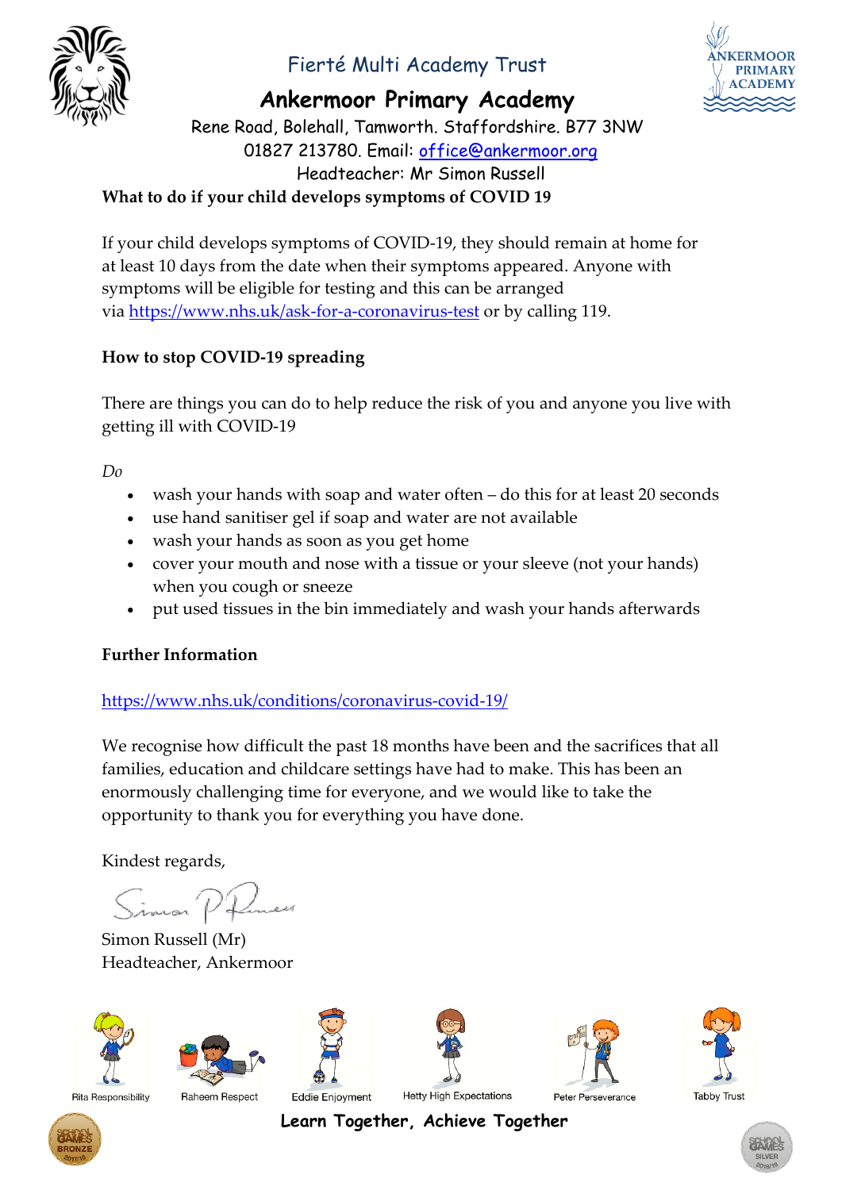Fierté Multi Academy Trust

**Ankermoor Primary Academy**

Rene Road, Bolehall, Tamworth. Staffordshire. B77 3NW
01827 213780. Email: office@ankermoor.org
Headteacher: Mr Simon Russell

**What to do if your child develops symptoms of COVID 19**

If your child develops symptoms of COVID-19, they should remain at home for at least 10 days from the date when their symptoms appeared. Anyone with symptoms will be eligible for testing and this can be arranged via https://www.nhs.uk/ask-for-a-coronavirus-test or by calling 119.

**How to stop COVID-19 spreading**

There are things you can do to help reduce the risk of you and anyone you live with getting ill with COVID-19

*Do*

- wash your hands with soap and water often – do this for at least 20 seconds
- use hand sanitiser gel if soap and water are not available
- wash your hands as soon as you get home
- cover your mouth and nose with a tissue or your sleeve (not your hands) when you cough or sneeze
- put used tissues in the bin immediately and wash your hands afterwards

**Further Information**

https://www.nhs.uk/conditions/coronavirus-covid-19/

We recognise how difficult the past 18 months have been and the sacrifices that all families, education and childcare settings have had to make. This has been an enormously challenging time for everyone, and we would like to take the opportunity to thank you for everything you have done.

Kindest regards,

Simon Russell (Mr)
Headteacher, Ankermoor

Rita Responsibility | Raheem Respect | Eddie Enjoyment | Hetty High Expectations | Peter Perseverance | Tabby Trust

**Learn Together, Achieve Together**